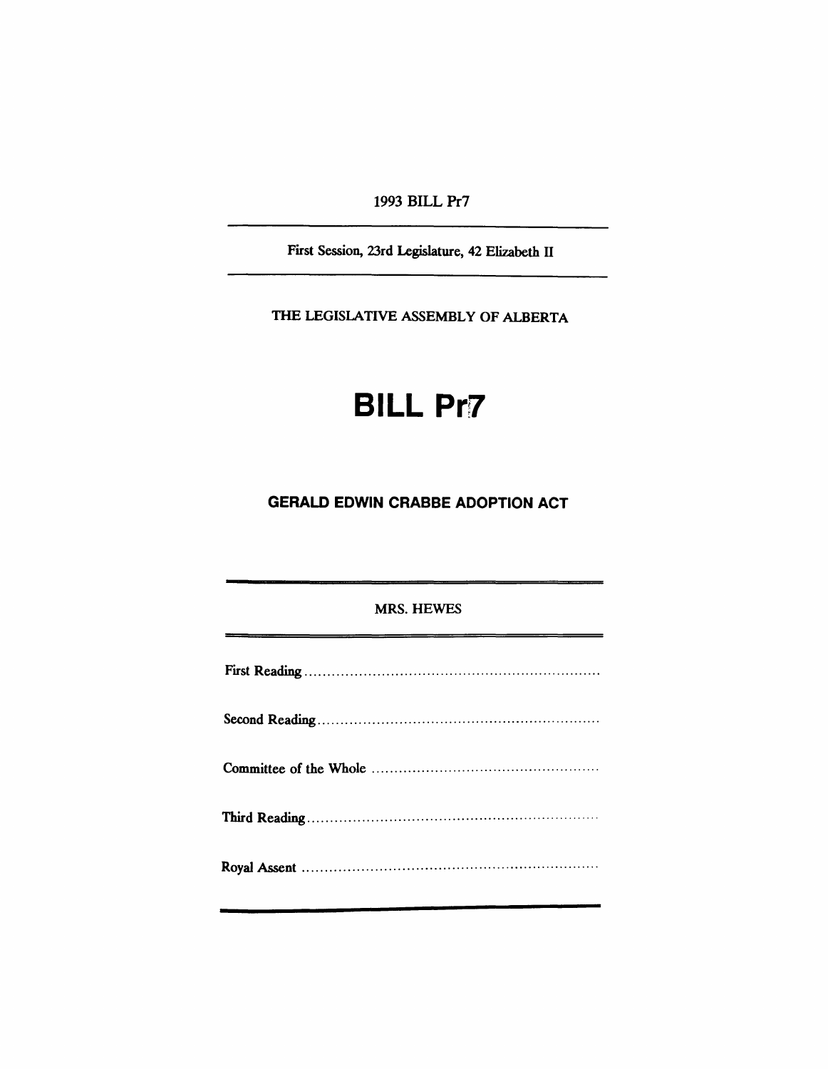1993 BILL Pr7

First Session, 23rd Legislature, 42 Elizabeth II

THE LEGISLATIVE ASSEMBLY OF ALBERTA

# BILL Pr7

## GERALD EDWIN CRABBE ADOPTION ACT

MRS. HEWES

First Reading ..................................................................

Second Reading ..................................................................

Committee of the Whole ..................................................................

Third Reading ..................................................................

Royal Assent ..................................................................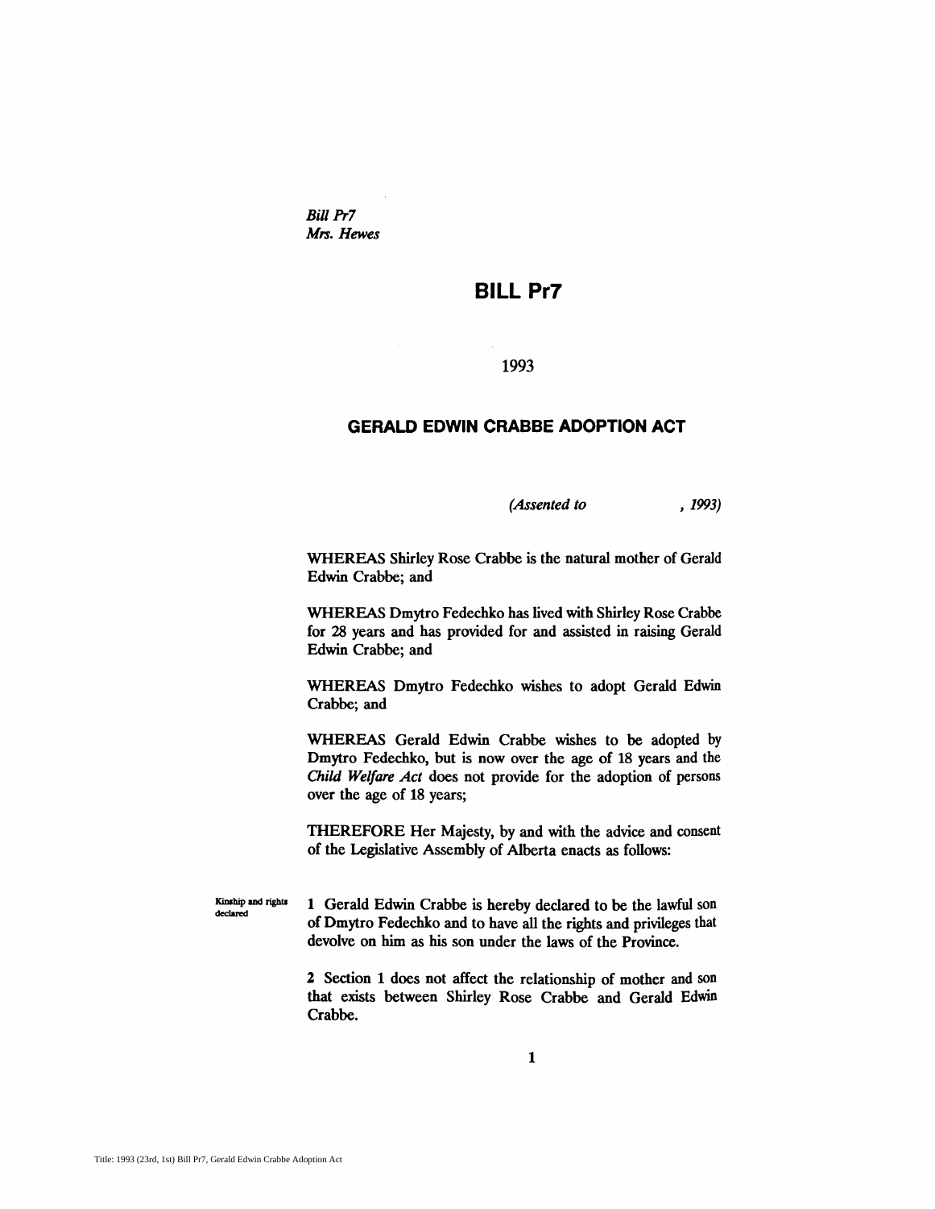*Bill Pr7*
*Mrs. Hewes*

# BILL Pr7

1993

## GERALD EDWIN CRABBE ADOPTION ACT

*(Assented to , 1993)*

WHEREAS Shirley Rose Crabbe is the natural mother of Gerald Edwin Crabbe; and

WHEREAS Dmytro Fedechko has lived with Shirley Rose Crabbe for 28 years and has provided for and assisted in raising Gerald Edwin Crabbe; and

WHEREAS Dmytro Fedechko wishes to adopt Gerald Edwin Crabbe; and

WHEREAS Gerald Edwin Crabbe wishes to be adopted by Dmytro Fedechko, but is now over the age of 18 years and the *Child Welfare Act* does not provide for the adoption of persons over the age of 18 years;

THEREFORE Her Majesty, by and with the advice and consent of the Legislative Assembly of Alberta enacts as follows:

Kinship and rights declared

**1** Gerald Edwin Crabbe is hereby declared to be the lawful son of Dmytro Fedechko and to have all the rights and privileges that devolve on him as his son under the laws of the Province.

**2** Section 1 does not affect the relationship of mother and son that exists between Shirley Rose Crabbe and Gerald Edwin Crabbe.

Title: 1993 (23rd, 1st) Bill Pr7, Gerald Edwin Crabbe Adoption Act